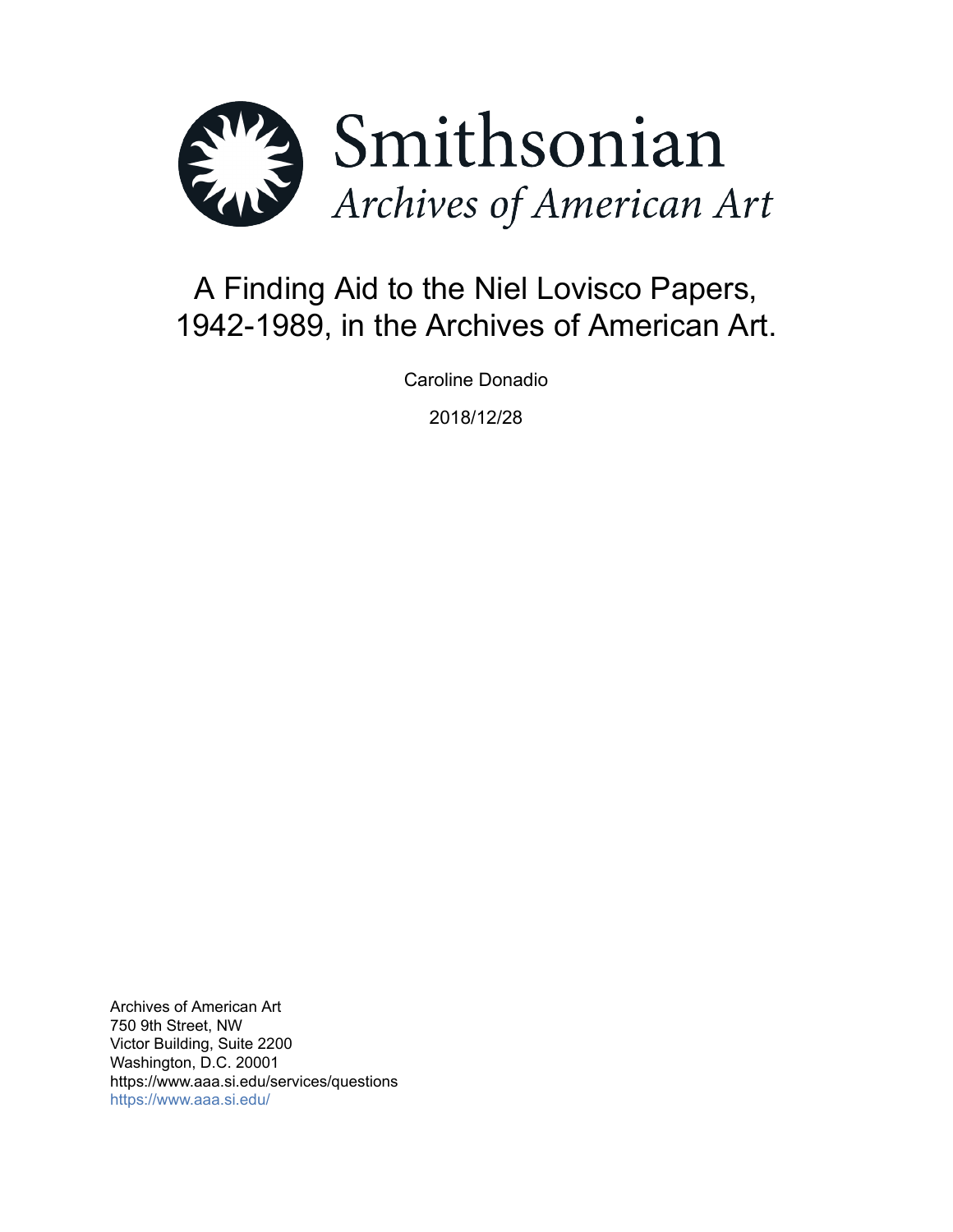Smithsonian
*Archives of American Art*

# A Finding Aid to the Niel Lovisco Papers, 1942-1989, in the Archives of American Art.

Caroline Donadio

2018/12/28

Archives of American Art
750 9th Street, NW
Victor Building, Suite 2200
Washington, D.C. 20001
https://www.aaa.si.edu/services/questions
https://www.aaa.si.edu/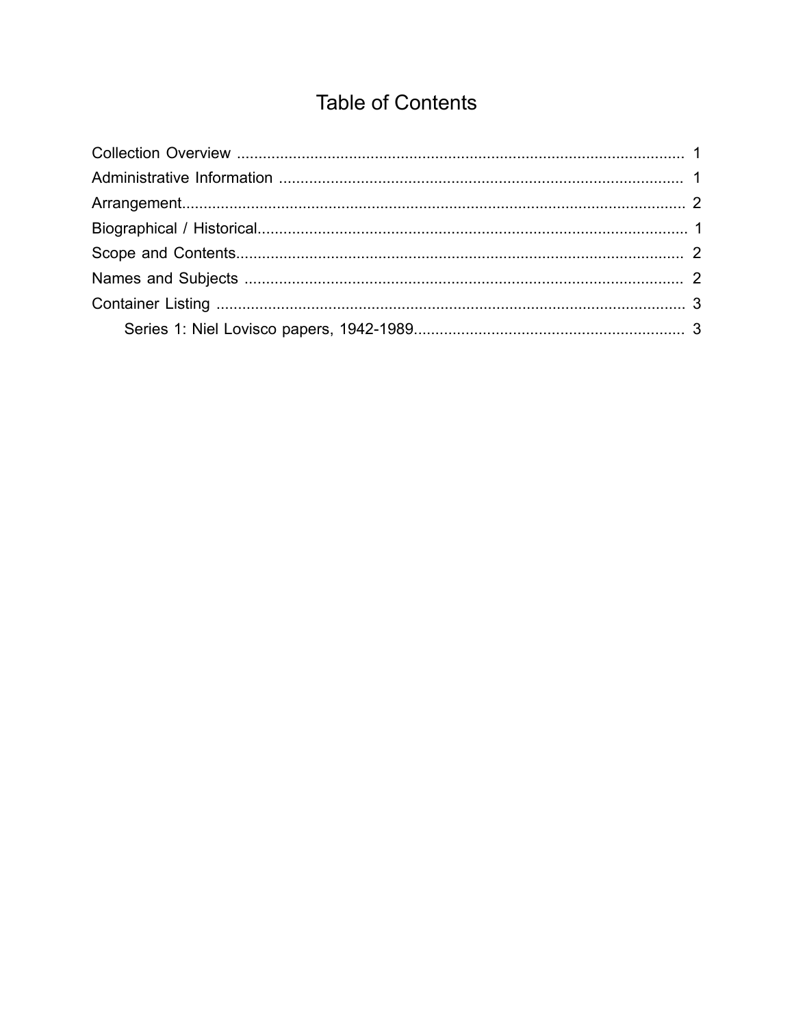# Table of Contents

Collection Overview .......................................................................................................... 1
Administrative Information ................................................................................................ 1
Arrangement...................................................................................................................... 2
Biographical / Historical..................................................................................................... 1
Scope and Contents.......................................................................................................... 2
Names and Subjects ......................................................................................................... 2
Container Listing ............................................................................................................... 3
    Series 1: Niel Lovisco papers, 1942-1989.............................................................. 3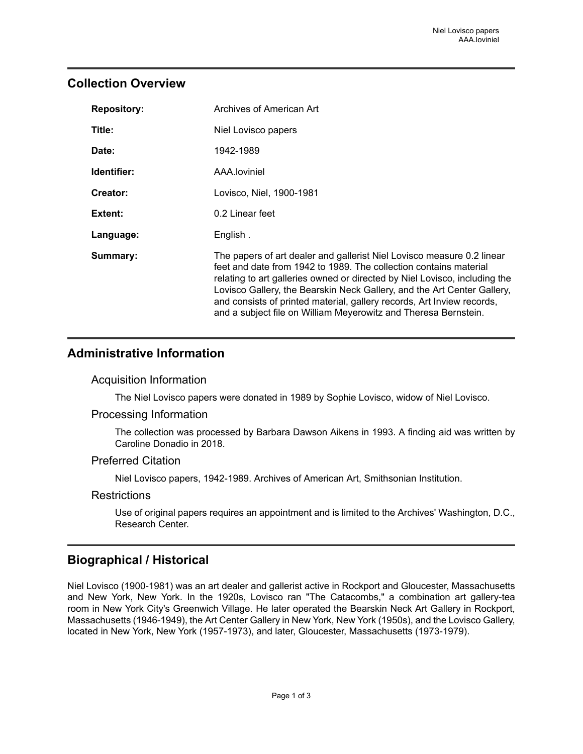## Collection Overview

| | |
|---|---|
| **Repository:** | Archives of American Art |
| **Title:** | Niel Lovisco papers |
| **Date:** | 1942-1989 |
| **Identifier:** | AAA.loviniel |
| **Creator:** | Lovisco, Niel, 1900-1981 |
| **Extent:** | 0.2 Linear feet |
| **Language:** | English . |
| **Summary:** | The papers of art dealer and gallerist Niel Lovisco measure 0.2 linear feet and date from 1942 to 1989. The collection contains material relating to art galleries owned or directed by Niel Lovisco, including the Lovisco Gallery, the Bearskin Neck Gallery, and the Art Center Gallery, and consists of printed material, gallery records, Art Inview records, and a subject file on William Meyerowitz and Theresa Bernstein. |

## Administrative Information

### Acquisition Information

The Niel Lovisco papers were donated in 1989 by Sophie Lovisco, widow of Niel Lovisco.

### Processing Information

The collection was processed by Barbara Dawson Aikens in 1993. A finding aid was written by Caroline Donadio in 2018.

### Preferred Citation

Niel Lovisco papers, 1942-1989. Archives of American Art, Smithsonian Institution.

### Restrictions

Use of original papers requires an appointment and is limited to the Archives' Washington, D.C., Research Center.

## Biographical / Historical

Niel Lovisco (1900-1981) was an art dealer and gallerist active in Rockport and Gloucester, Massachusetts and New York, New York. In the 1920s, Lovisco ran "The Catacombs," a combination art gallery-tea room in New York City's Greenwich Village. He later operated the Bearskin Neck Art Gallery in Rockport, Massachusetts (1946-1949), the Art Center Gallery in New York, New York (1950s), and the Lovisco Gallery, located in New York, New York (1957-1973), and later, Gloucester, Massachusetts (1973-1979).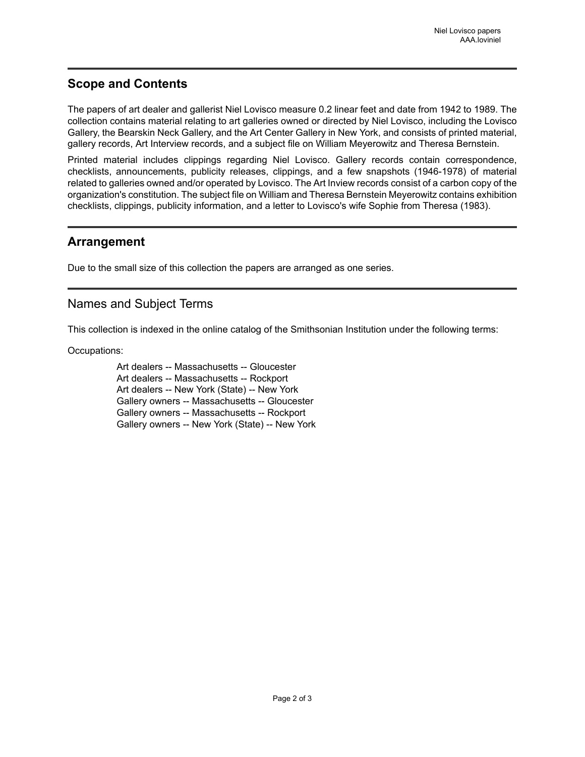## Scope and Contents

The papers of art dealer and gallerist Niel Lovisco measure 0.2 linear feet and date from 1942 to 1989. The collection contains material relating to art galleries owned or directed by Niel Lovisco, including the Lovisco Gallery, the Bearskin Neck Gallery, and the Art Center Gallery in New York, and consists of printed material, gallery records, Art Interview records, and a subject file on William Meyerowitz and Theresa Bernstein.

Printed material includes clippings regarding Niel Lovisco. Gallery records contain correspondence, checklists, announcements, publicity releases, clippings, and a few snapshots (1946-1978) of material related to galleries owned and/or operated by Lovisco. The Art Inview records consist of a carbon copy of the organization's constitution. The subject file on William and Theresa Bernstein Meyerowitz contains exhibition checklists, clippings, publicity information, and a letter to Lovisco's wife Sophie from Theresa (1983).

## Arrangement

Due to the small size of this collection the papers are arranged as one series.

## Names and Subject Terms

This collection is indexed in the online catalog of the Smithsonian Institution under the following terms:

Occupations:

- Art dealers -- Massachusetts -- Gloucester
- Art dealers -- Massachusetts -- Rockport
- Art dealers -- New York (State) -- New York
- Gallery owners -- Massachusetts -- Gloucester
- Gallery owners -- Massachusetts -- Rockport
- Gallery owners -- New York (State) -- New York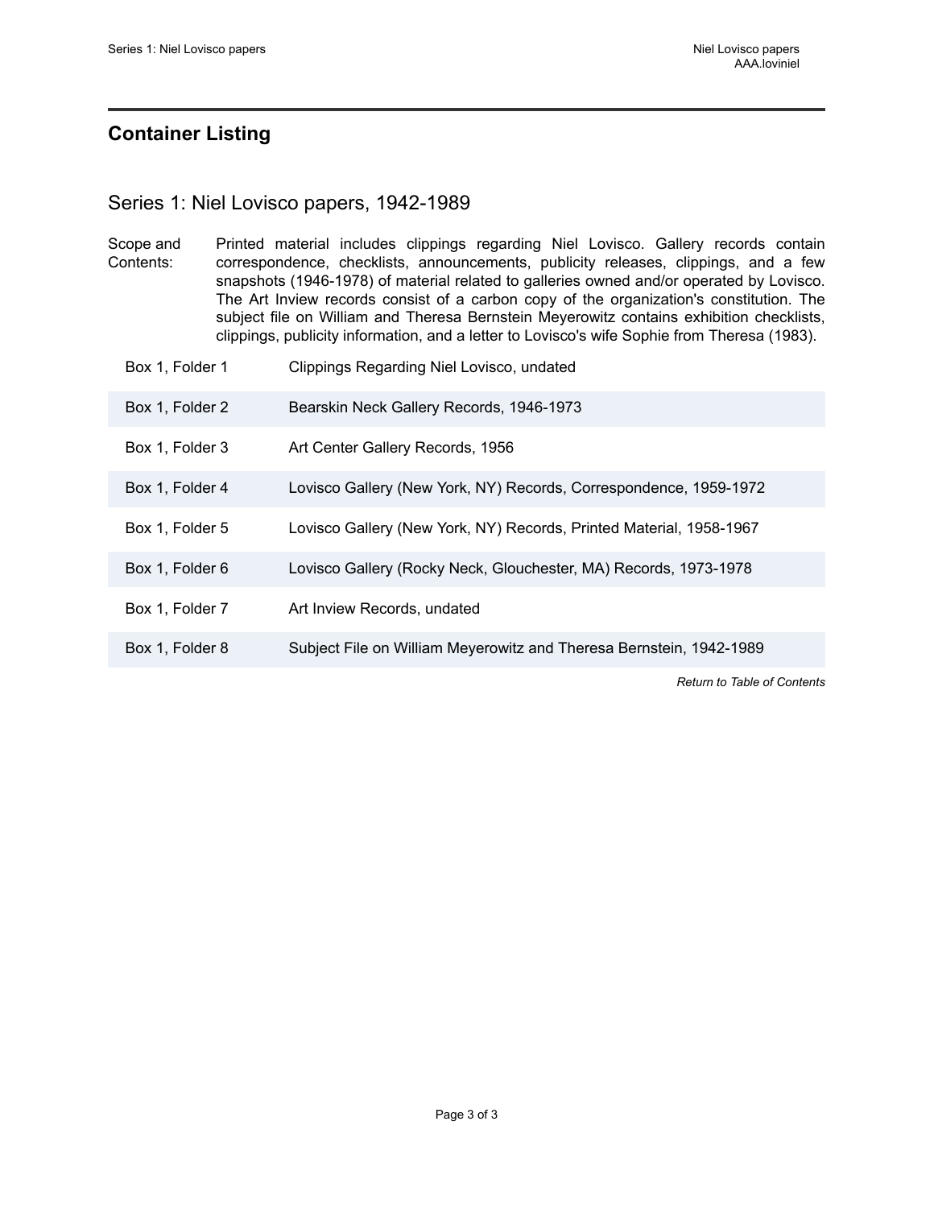## Container Listing

### Series 1: Niel Lovisco papers, 1942-1989

Scope and Contents: Printed material includes clippings regarding Niel Lovisco. Gallery records contain correspondence, checklists, announcements, publicity releases, clippings, and a few snapshots (1946-1978) of material related to galleries owned and/or operated by Lovisco. The Art Inview records consist of a carbon copy of the organization's constitution. The subject file on William and Theresa Bernstein Meyerowitz contains exhibition checklists, clippings, publicity information, and a letter to Lovisco's wife Sophie from Theresa (1983).

| | |
|---|---|
| Box 1, Folder 1 | Clippings Regarding Niel Lovisco, undated |
| Box 1, Folder 2 | Bearskin Neck Gallery Records, 1946-1973 |
| Box 1, Folder 3 | Art Center Gallery Records, 1956 |
| Box 1, Folder 4 | Lovisco Gallery (New York, NY) Records, Correspondence, 1959-1972 |
| Box 1, Folder 5 | Lovisco Gallery (New York, NY) Records, Printed Material, 1958-1967 |
| Box 1, Folder 6 | Lovisco Gallery (Rocky Neck, Glouchester, MA) Records, 1973-1978 |
| Box 1, Folder 7 | Art Inview Records, undated |
| Box 1, Folder 8 | Subject File on William Meyerowitz and Theresa Bernstein, 1942-1989 |

*Return to Table of Contents*